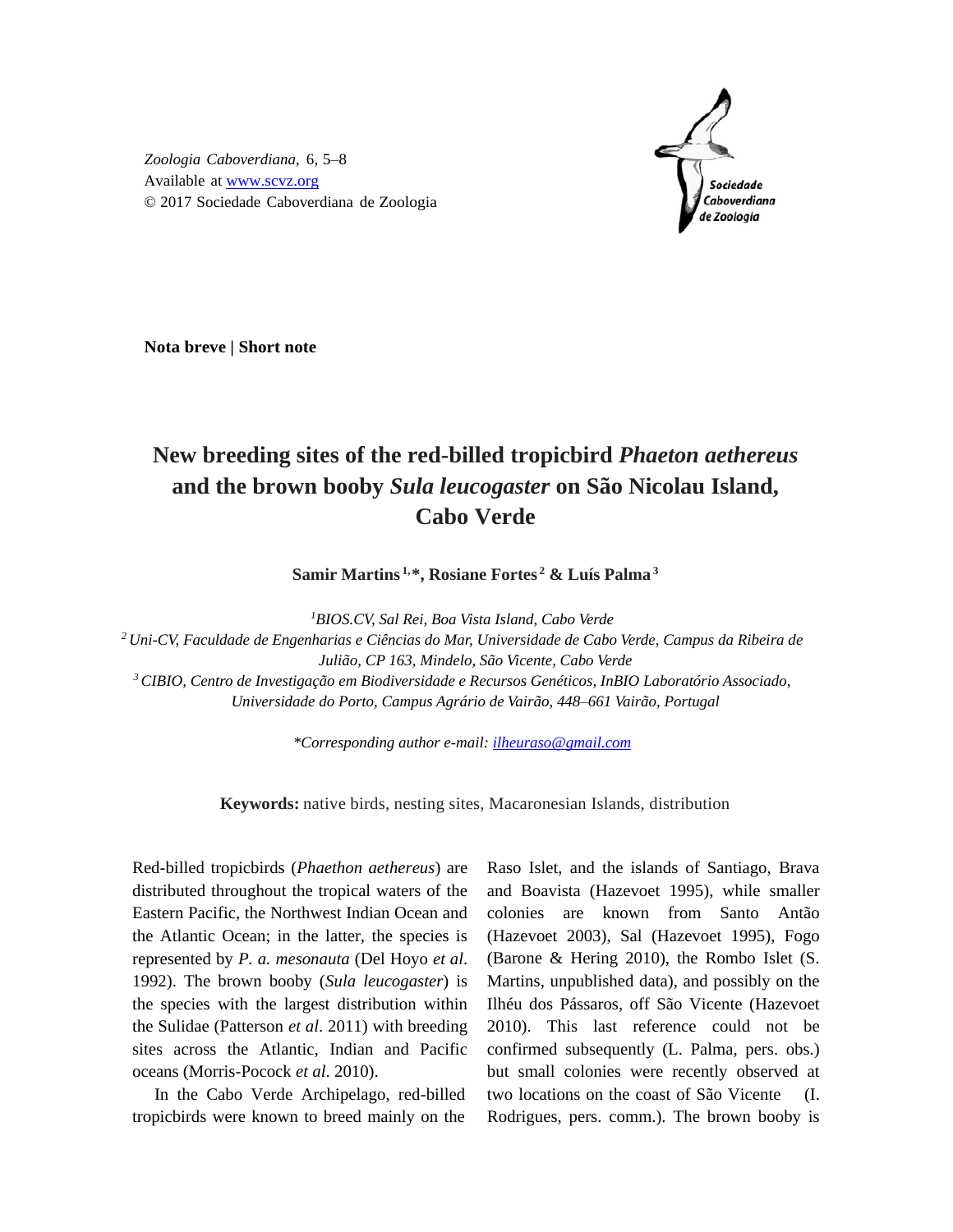Zoologia Caboverdiana, 6, 5–8
Available at [www.scvz.org](http://www.scvz.org)
© 2017 Sociedade Caboverdiana de Zoologia

**Nota breve | Short note**

# New breeding sites of the red-billed tropicbird *Phaeton aethereus* and the brown booby *Sula leucogaster* on São Nicolau Island, Cabo Verde

**Samir Martins[1,*], Rosiane Fortes[2] & Luís Palma[3]**

[1]*BIOS.CV, Sal Rei, Boa Vista Island, Cabo Verde*
[2]*Uni-CV, Faculdade de Engenharias e Ciências do Mar, Universidade de Cabo Verde, Campus da Ribeira de Julião, CP 163, Mindelo, São Vicente, Cabo Verde*
[3]*CIBIO, Centro de Investigação em Biodiversidade e Recursos Genéticos, InBIO Laboratório Associado, Universidade do Porto, Campus Agrário de Vairão, 448–661 Vairão, Portugal*

*\*Corresponding author e-mail: [ilheuraso@gmail.com](mailto:ilheuraso@gmail.com)*

**Keywords:** native birds, nesting sites, Macaronesian Islands, distribution

Red-billed tropicbirds (*Phaethon aethereus*) are distributed throughout the tropical waters of the Eastern Pacific, the Northwest Indian Ocean and the Atlantic Ocean; in the latter, the species is represented by *P. a. mesonauta* (Del Hoyo *et al*. 1992). The brown booby (*Sula leucogaster*) is the species with the largest distribution within the Sulidae (Patterson *et al*. 2011) with breeding sites across the Atlantic, Indian and Pacific oceans (Morris-Pocock *et al*. 2010).

In the Cabo Verde Archipelago, red-billed tropicbirds were known to breed mainly on the Raso Islet, and the islands of Santiago, Brava and Boavista (Hazevoet 1995), while smaller colonies are known from Santo Antão (Hazevoet 2003), Sal (Hazevoet 1995), Fogo (Barone & Hering 2010), the Rombo Islet (S. Martins, unpublished data), and possibly on the Ilhéu dos Pássaros, off São Vicente (Hazevoet 2010). This last reference could not be confirmed subsequently (L. Palma, pers. obs.) but small colonies were recently observed at two locations on the coast of São Vicente (I. Rodrigues, pers. comm.). The brown booby is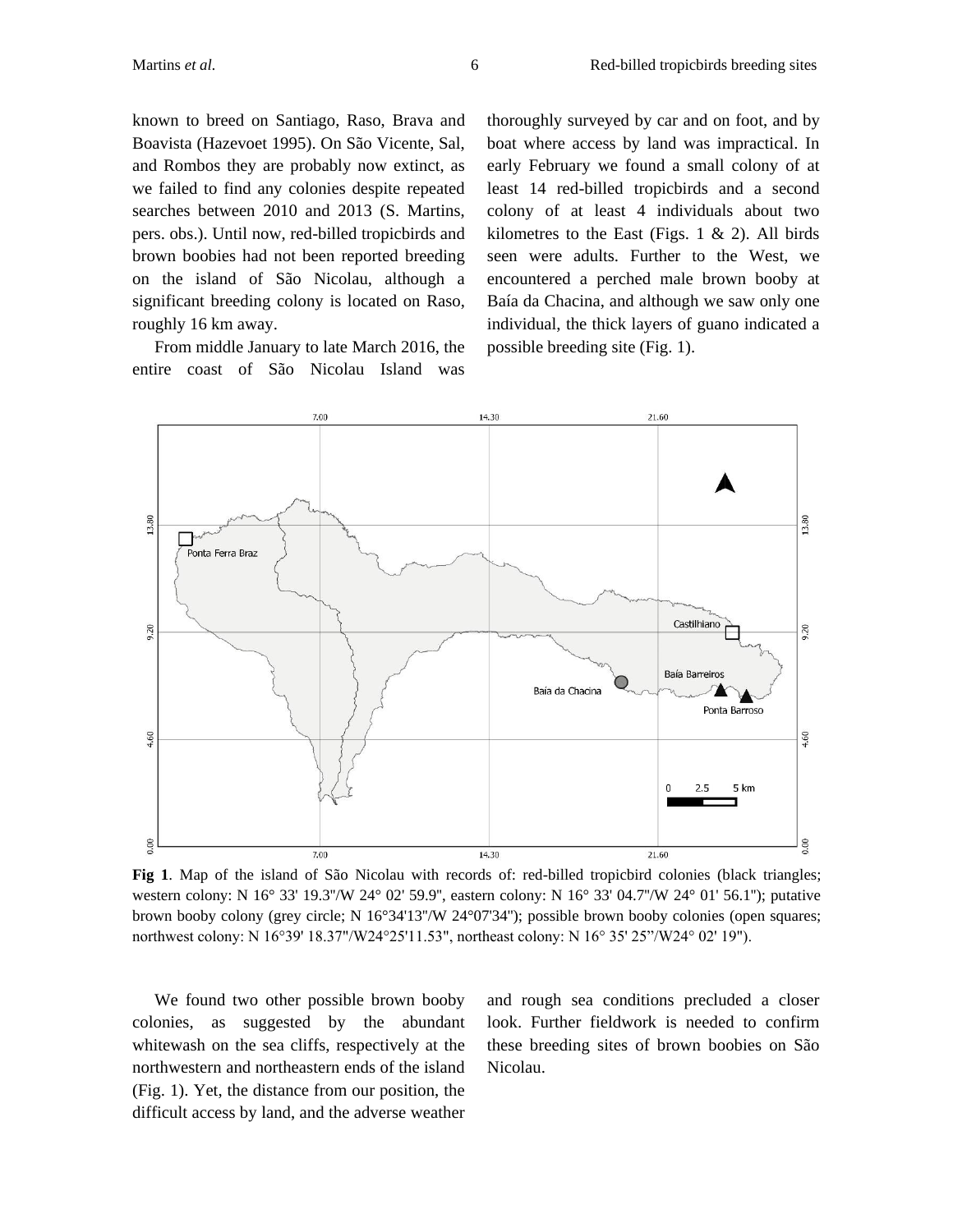known to breed on Santiago, Raso, Brava and Boavista (Hazevoet 1995). On São Vicente, Sal, and Rombos they are probably now extinct, as we failed to find any colonies despite repeated searches between 2010 and 2013 (S. Martins, pers. obs.). Until now, red-billed tropicbirds and brown boobies had not been reported breeding on the island of São Nicolau, although a significant breeding colony is located on Raso, roughly 16 km away.

From middle January to late March 2016, the entire coast of São Nicolau Island was thoroughly surveyed by car and on foot, and by boat where access by land was impractical. In early February we found a small colony of at least 14 red-billed tropicbirds and a second colony of at least 4 individuals about two kilometres to the East (Figs. 1 & 2). All birds seen were adults. Further to the West, we encountered a perched male brown booby at Baía da Chacina, and although we saw only one individual, the thick layers of guano indicated a possible breeding site (Fig. 1).

**Fig 1**. Map of the island of São Nicolau with records of: red-billed tropicbird colonies (black triangles; western colony: N 16° 33' 19.3"/W 24° 02' 59.9", eastern colony: N 16° 33' 04.7"/W 24° 01' 56.1"); putative brown booby colony (grey circle; N 16°34'13"/W 24°07'34"); possible brown booby colonies (open squares; northwest colony: N 16°39' 18.37"/W24°25'11.53", northeast colony: N 16° 35' 25"/W24° 02' 19").

We found two other possible brown booby colonies, as suggested by the abundant whitewash on the sea cliffs, respectively at the northwestern and northeastern ends of the island (Fig. 1). Yet, the distance from our position, the difficult access by land, and the adverse weather and rough sea conditions precluded a closer look. Further fieldwork is needed to confirm these breeding sites of brown boobies on São Nicolau.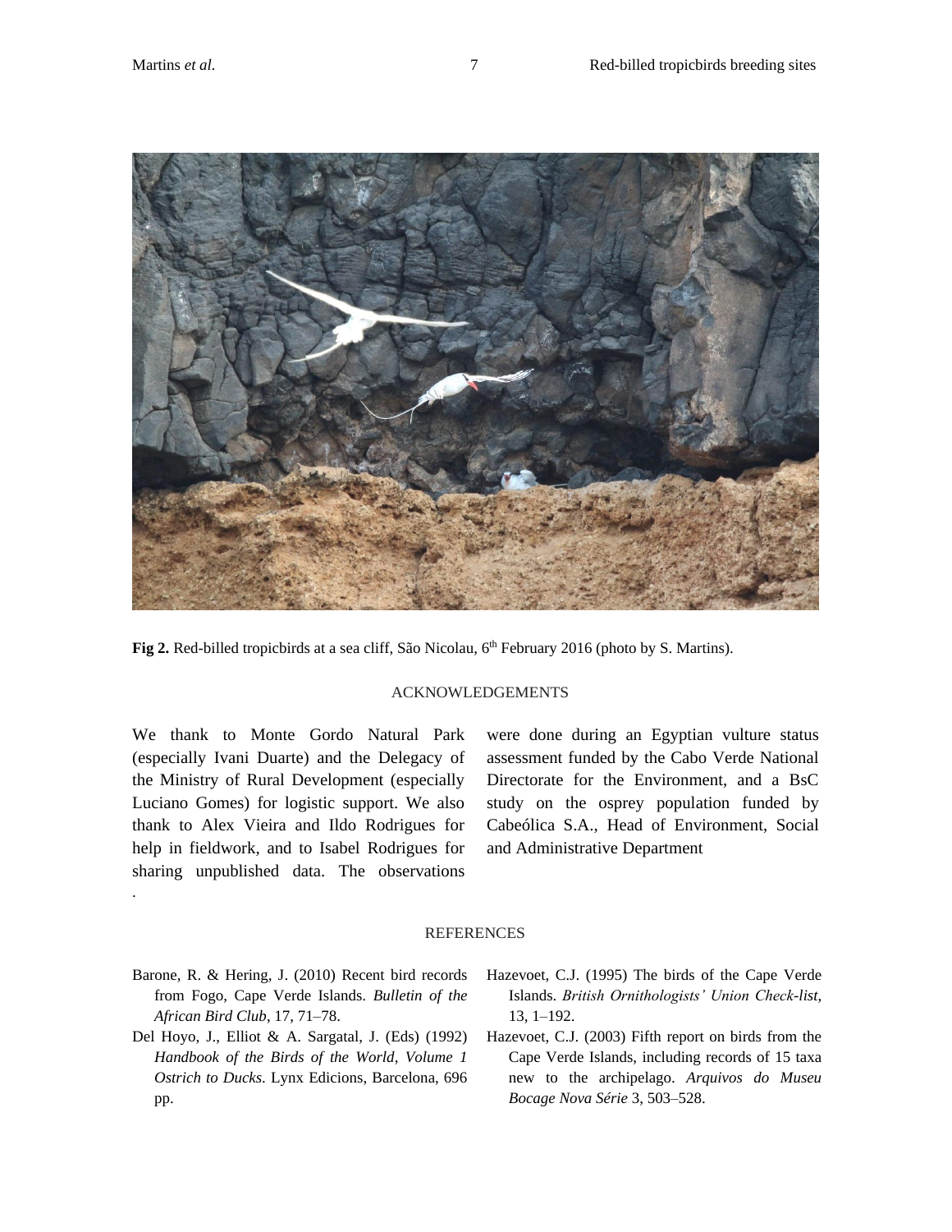**Fig 2.** Red-billed tropicbirds at a sea cliff, São Nicolau, 6th February 2016 (photo by S. Martins).

## ACKNOWLEDGEMENTS

We thank to Monte Gordo Natural Park (especially Ivani Duarte) and the Delegacy of the Ministry of Rural Development (especially Luciano Gomes) for logistic support. We also thank to Alex Vieira and Ildo Rodrigues for help in fieldwork, and to Isabel Rodrigues for sharing unpublished data. The observations were done during an Egyptian vulture status assessment funded by the Cabo Verde National Directorate for the Environment, and a BsC study on the osprey population funded by Cabeólica S.A., Head of Environment, Social and Administrative Department

## REFERENCES

Barone, R. & Hering, J. (2010) Recent bird records from Fogo, Cape Verde Islands. *Bulletin of the African Bird Club*, 17, 71–78.

Del Hoyo, J., Elliot & A. Sargatal, J. (Eds) (1992) *Handbook of the Birds of the World, Volume 1 Ostrich to Ducks*. Lynx Edicions, Barcelona, 696 pp.

Hazevoet, C.J. (1995) The birds of the Cape Verde Islands. *British Ornithologists' Union Check-list*, 13, 1–192.

Hazevoet, C.J. (2003) Fifth report on birds from the Cape Verde Islands, including records of 15 taxa new to the archipelago. *Arquivos do Museu Bocage Nova Série* 3, 503–528.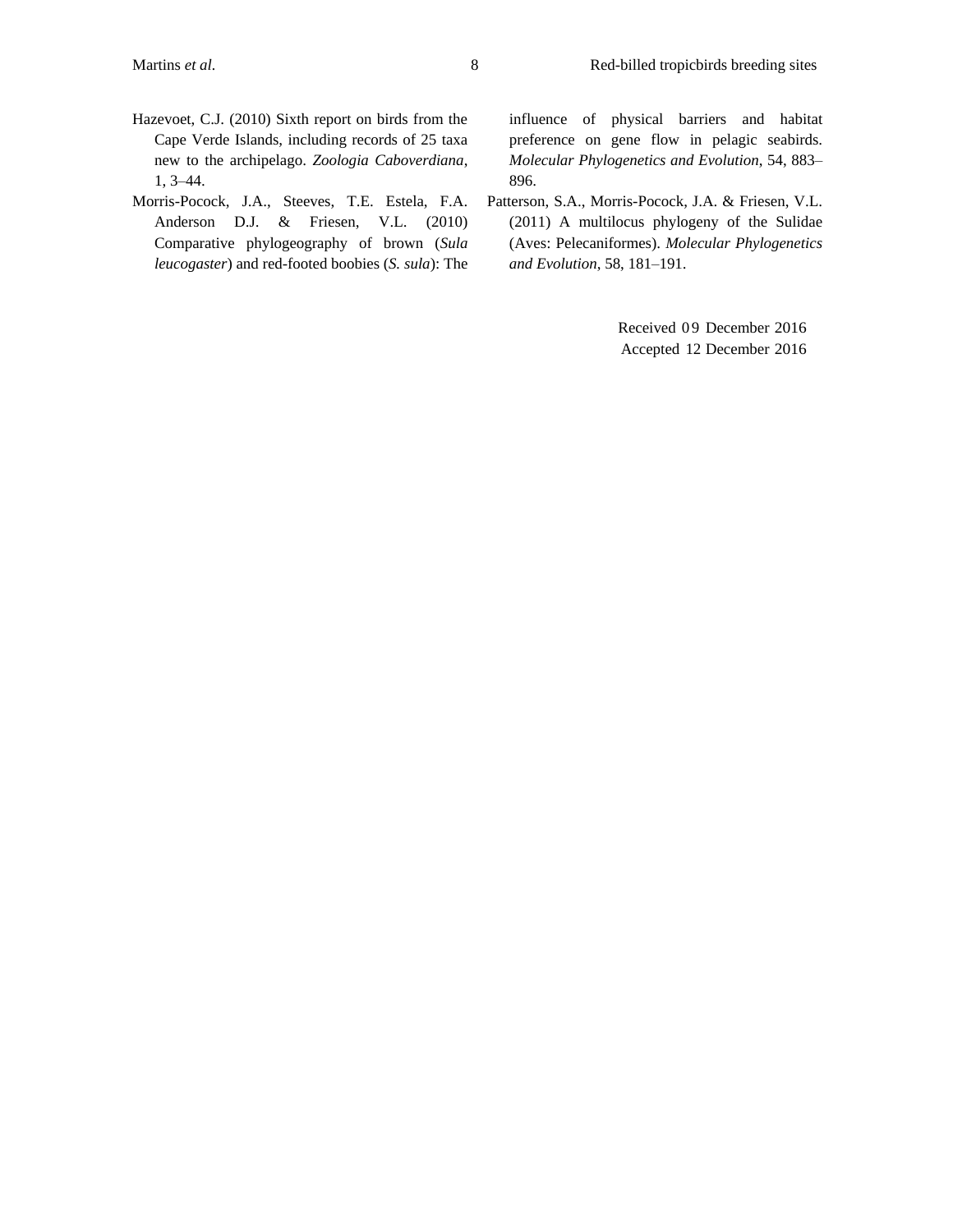Hazevoet, C.J. (2010) Sixth report on birds from the Cape Verde Islands, including records of 25 taxa new to the archipelago. *Zoologia Caboverdiana*, 1, 3–44.

Morris-Pocock, J.A., Steeves, T.E. Estela, F.A. Anderson D.J. & Friesen, V.L. (2010) Comparative phylogeography of brown (*Sula leucogaster*) and red-footed boobies (*S. sula*): The influence of physical barriers and habitat preference on gene flow in pelagic seabirds. *Molecular Phylogenetics and Evolution*, 54, 883–896.

Patterson, S.A., Morris-Pocock, J.A. & Friesen, V.L. (2011) A multilocus phylogeny of the Sulidae (Aves: Pelecaniformes). *Molecular Phylogenetics and Evolution*, 58, 181–191.

Received 09 December 2016
Accepted 12 December 2016